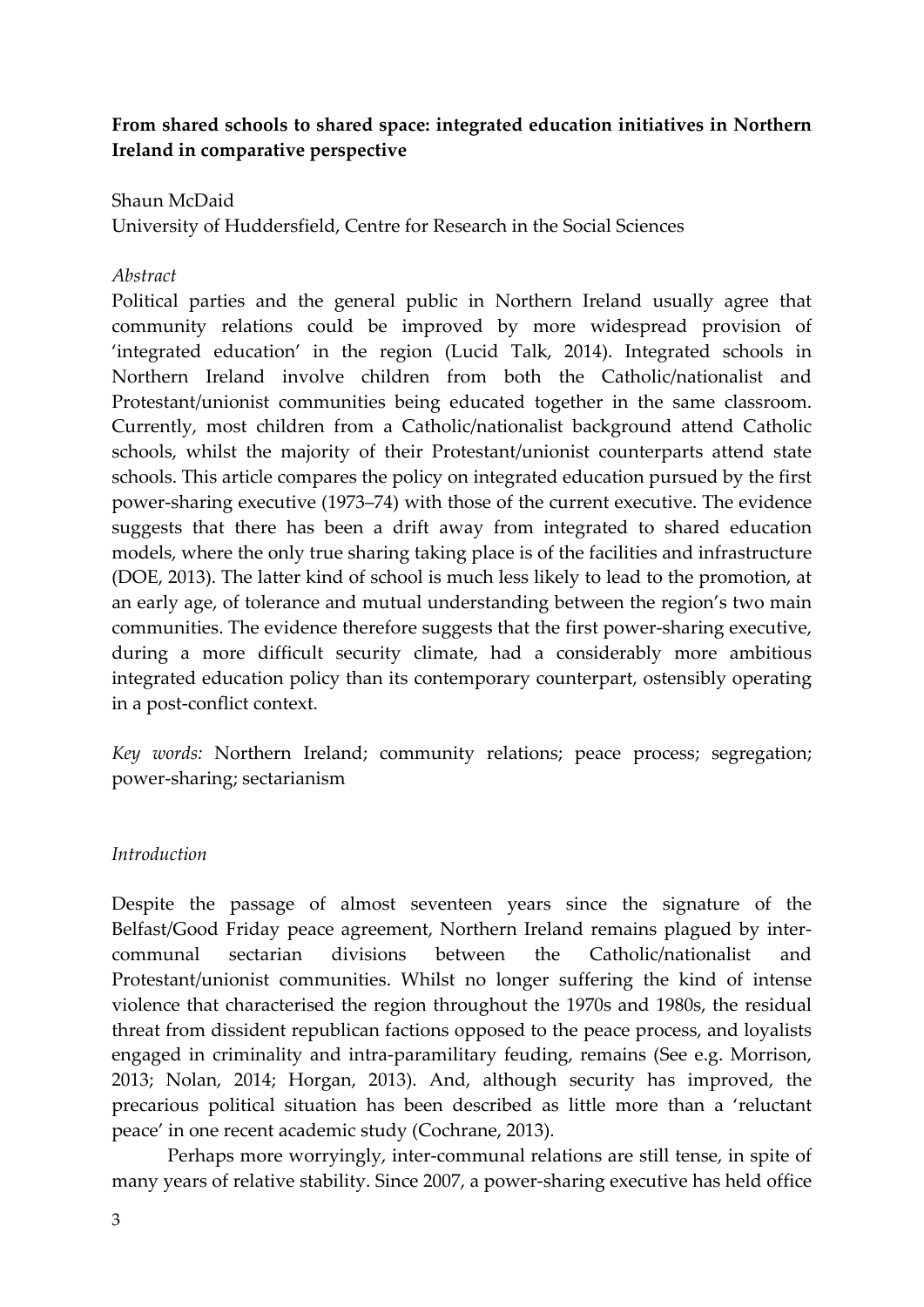**From shared schools to shared space: integrated education initiatives in Northern Ireland in comparative perspective**

Shaun McDaid

University of Huddersfield, Centre for Research in the Social Sciences

*Abstract*

Political parties and the general public in Northern Ireland usually agree that community relations could be improved by more widespread provision of 'integrated education' in the region (Lucid Talk, 2014). Integrated schools in Northern Ireland involve children from both the Catholic/nationalist and Protestant/unionist communities being educated together in the same classroom. Currently, most children from a Catholic/nationalist background attend Catholic schools, whilst the majority of their Protestant/unionist counterparts attend state schools. This article compares the policy on integrated education pursued by the first power-sharing executive (1973–74) with those of the current executive. The evidence suggests that there has been a drift away from integrated to shared education models, where the only true sharing taking place is of the facilities and infrastructure (DOE, 2013). The latter kind of school is much less likely to lead to the promotion, at an early age, of tolerance and mutual understanding between the region's two main communities. The evidence therefore suggests that the first power-sharing executive, during a more difficult security climate, had a considerably more ambitious integrated education policy than its contemporary counterpart, ostensibly operating in a post-conflict context.

*Key words:* Northern Ireland; community relations; peace process; segregation; power-sharing; sectarianism

*Introduction*

Despite the passage of almost seventeen years since the signature of the Belfast/Good Friday peace agreement, Northern Ireland remains plagued by inter-communal sectarian divisions between the Catholic/nationalist and Protestant/unionist communities. Whilst no longer suffering the kind of intense violence that characterised the region throughout the 1970s and 1980s, the residual threat from dissident republican factions opposed to the peace process, and loyalists engaged in criminality and intra-paramilitary feuding, remains (See e.g. Morrison, 2013; Nolan, 2014; Horgan, 2013). And, although security has improved, the precarious political situation has been described as little more than a 'reluctant peace' in one recent academic study (Cochrane, 2013).

Perhaps more worryingly, inter-communal relations are still tense, in spite of many years of relative stability. Since 2007, a power-sharing executive has held office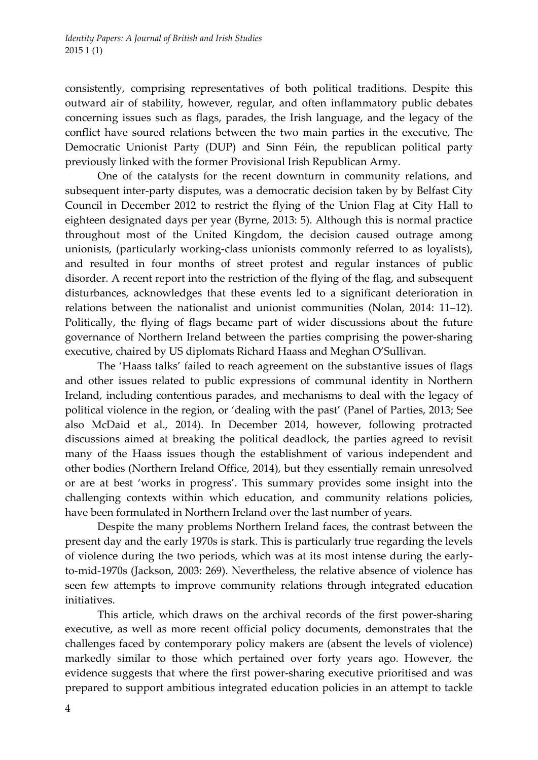consistently, comprising representatives of both political traditions. Despite this outward air of stability, however, regular, and often inflammatory public debates concerning issues such as flags, parades, the Irish language, and the legacy of the conflict have soured relations between the two main parties in the executive, The Democratic Unionist Party (DUP) and Sinn Féin, the republican political party previously linked with the former Provisional Irish Republican Army.

One of the catalysts for the recent downturn in community relations, and subsequent inter-party disputes, was a democratic decision taken by by Belfast City Council in December 2012 to restrict the flying of the Union Flag at City Hall to eighteen designated days per year (Byrne, 2013: 5). Although this is normal practice throughout most of the United Kingdom, the decision caused outrage among unionists, (particularly working-class unionists commonly referred to as loyalists), and resulted in four months of street protest and regular instances of public disorder. A recent report into the restriction of the flying of the flag, and subsequent disturbances, acknowledges that these events led to a significant deterioration in relations between the nationalist and unionist communities (Nolan, 2014: 11–12). Politically, the flying of flags became part of wider discussions about the future governance of Northern Ireland between the parties comprising the power-sharing executive, chaired by US diplomats Richard Haass and Meghan O'Sullivan.

The 'Haass talks' failed to reach agreement on the substantive issues of flags and other issues related to public expressions of communal identity in Northern Ireland, including contentious parades, and mechanisms to deal with the legacy of political violence in the region, or 'dealing with the past' (Panel of Parties, 2013; See also McDaid et al., 2014). In December 2014, however, following protracted discussions aimed at breaking the political deadlock, the parties agreed to revisit many of the Haass issues though the establishment of various independent and other bodies (Northern Ireland Office, 2014), but they essentially remain unresolved or are at best 'works in progress'. This summary provides some insight into the challenging contexts within which education, and community relations policies, have been formulated in Northern Ireland over the last number of years.

Despite the many problems Northern Ireland faces, the contrast between the present day and the early 1970s is stark. This is particularly true regarding the levels of violence during the two periods, which was at its most intense during the early-to-mid-1970s (Jackson, 2003: 269). Nevertheless, the relative absence of violence has seen few attempts to improve community relations through integrated education initiatives.

This article, which draws on the archival records of the first power-sharing executive, as well as more recent official policy documents, demonstrates that the challenges faced by contemporary policy makers are (absent the levels of violence) markedly similar to those which pertained over forty years ago. However, the evidence suggests that where the first power-sharing executive prioritised and was prepared to support ambitious integrated education policies in an attempt to tackle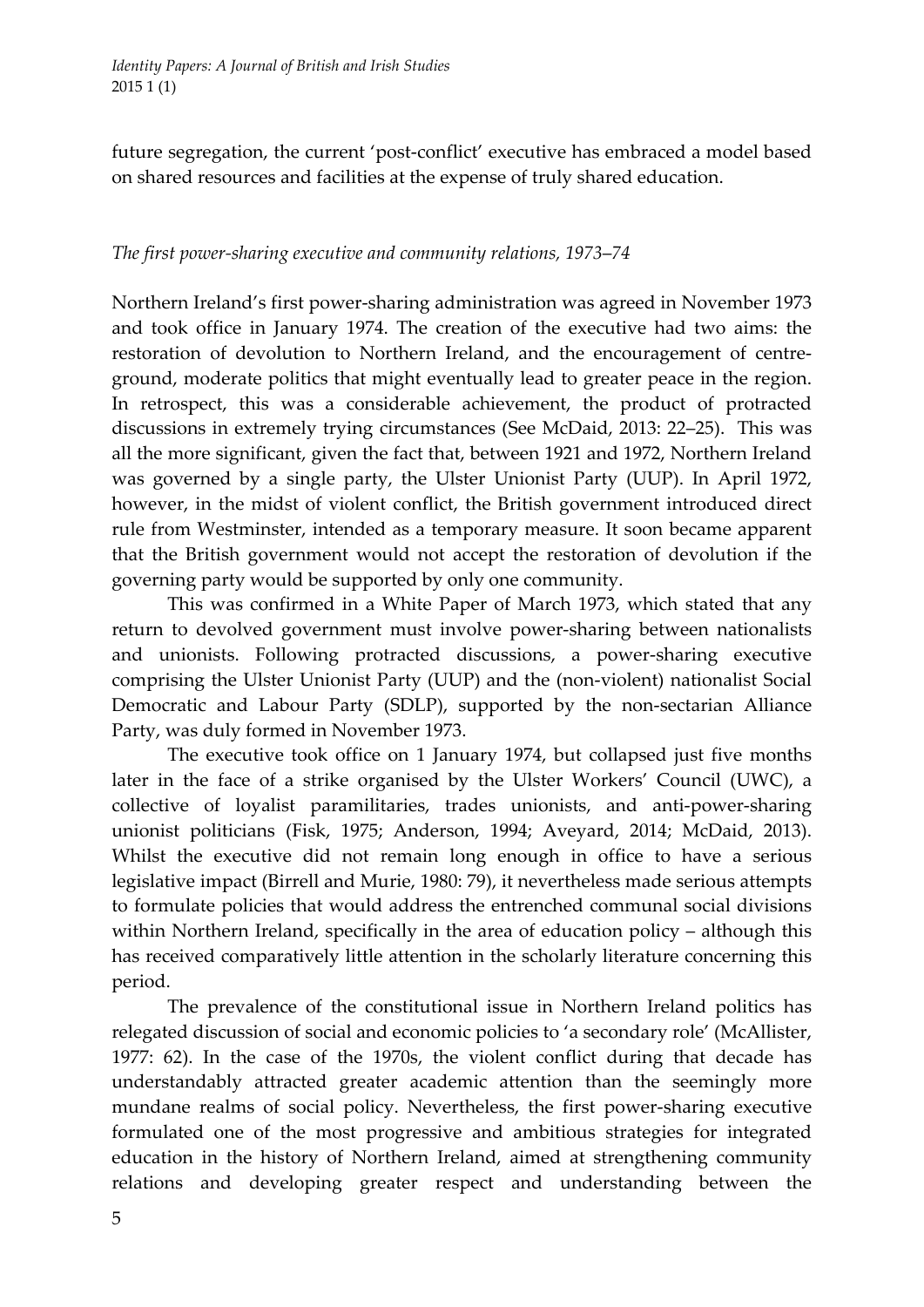future segregation, the current 'post-conflict' executive has embraced a model based on shared resources and facilities at the expense of truly shared education.

### *The first power-sharing executive and community relations, 1973–74*

Northern Ireland's first power-sharing administration was agreed in November 1973 and took office in January 1974. The creation of the executive had two aims: the restoration of devolution to Northern Ireland, and the encouragement of centre-ground, moderate politics that might eventually lead to greater peace in the region. In retrospect, this was a considerable achievement, the product of protracted discussions in extremely trying circumstances (See McDaid, 2013: 22–25). This was all the more significant, given the fact that, between 1921 and 1972, Northern Ireland was governed by a single party, the Ulster Unionist Party (UUP). In April 1972, however, in the midst of violent conflict, the British government introduced direct rule from Westminster, intended as a temporary measure. It soon became apparent that the British government would not accept the restoration of devolution if the governing party would be supported by only one community.

This was confirmed in a White Paper of March 1973, which stated that any return to devolved government must involve power-sharing between nationalists and unionists. Following protracted discussions, a power-sharing executive comprising the Ulster Unionist Party (UUP) and the (non-violent) nationalist Social Democratic and Labour Party (SDLP), supported by the non-sectarian Alliance Party, was duly formed in November 1973.

The executive took office on 1 January 1974, but collapsed just five months later in the face of a strike organised by the Ulster Workers' Council (UWC), a collective of loyalist paramilitaries, trades unionists, and anti-power-sharing unionist politicians (Fisk, 1975; Anderson, 1994; Aveyard, 2014; McDaid, 2013). Whilst the executive did not remain long enough in office to have a serious legislative impact (Birrell and Murie, 1980: 79), it nevertheless made serious attempts to formulate policies that would address the entrenched communal social divisions within Northern Ireland, specifically in the area of education policy – although this has received comparatively little attention in the scholarly literature concerning this period.

The prevalence of the constitutional issue in Northern Ireland politics has relegated discussion of social and economic policies to 'a secondary role' (McAllister, 1977: 62). In the case of the 1970s, the violent conflict during that decade has understandably attracted greater academic attention than the seemingly more mundane realms of social policy. Nevertheless, the first power-sharing executive formulated one of the most progressive and ambitious strategies for integrated education in the history of Northern Ireland, aimed at strengthening community relations and developing greater respect and understanding between the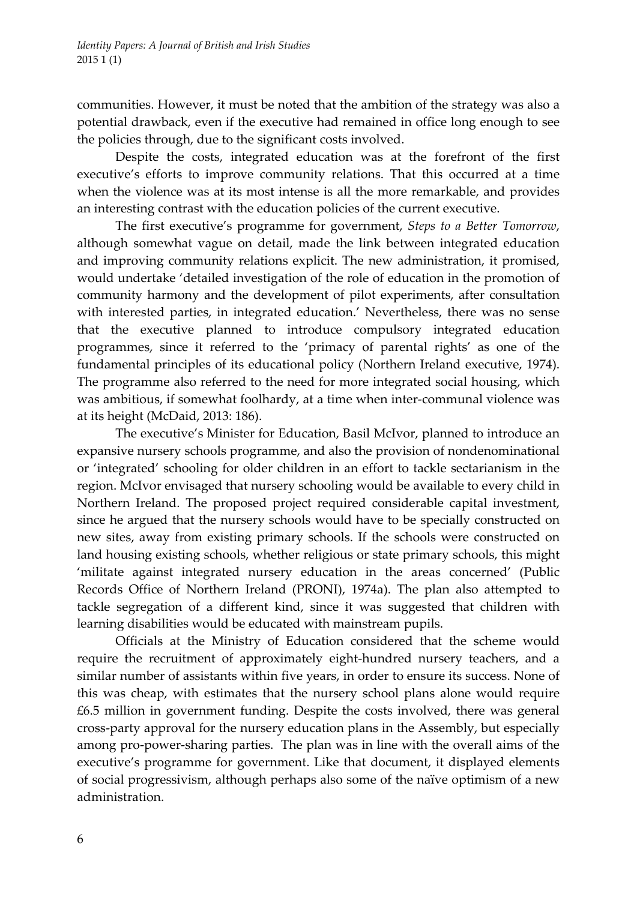communities. However, it must be noted that the ambition of the strategy was also a potential drawback, even if the executive had remained in office long enough to see the policies through, due to the significant costs involved.

Despite the costs, integrated education was at the forefront of the first executive's efforts to improve community relations. That this occurred at a time when the violence was at its most intense is all the more remarkable, and provides an interesting contrast with the education policies of the current executive.

The first executive's programme for government, *Steps to a Better Tomorrow*, although somewhat vague on detail, made the link between integrated education and improving community relations explicit. The new administration, it promised, would undertake 'detailed investigation of the role of education in the promotion of community harmony and the development of pilot experiments, after consultation with interested parties, in integrated education.' Nevertheless, there was no sense that the executive planned to introduce compulsory integrated education programmes, since it referred to the 'primacy of parental rights' as one of the fundamental principles of its educational policy (Northern Ireland executive, 1974). The programme also referred to the need for more integrated social housing, which was ambitious, if somewhat foolhardy, at a time when inter-communal violence was at its height (McDaid, 2013: 186).

The executive's Minister for Education, Basil McIvor, planned to introduce an expansive nursery schools programme, and also the provision of nondenominational or 'integrated' schooling for older children in an effort to tackle sectarianism in the region. McIvor envisaged that nursery schooling would be available to every child in Northern Ireland. The proposed project required considerable capital investment, since he argued that the nursery schools would have to be specially constructed on new sites, away from existing primary schools. If the schools were constructed on land housing existing schools, whether religious or state primary schools, this might 'militate against integrated nursery education in the areas concerned' (Public Records Office of Northern Ireland (PRONI), 1974a). The plan also attempted to tackle segregation of a different kind, since it was suggested that children with learning disabilities would be educated with mainstream pupils.

Officials at the Ministry of Education considered that the scheme would require the recruitment of approximately eight-hundred nursery teachers, and a similar number of assistants within five years, in order to ensure its success. None of this was cheap, with estimates that the nursery school plans alone would require £6.5 million in government funding. Despite the costs involved, there was general cross-party approval for the nursery education plans in the Assembly, but especially among pro-power-sharing parties. The plan was in line with the overall aims of the executive's programme for government. Like that document, it displayed elements of social progressivism, although perhaps also some of the naïve optimism of a new administration.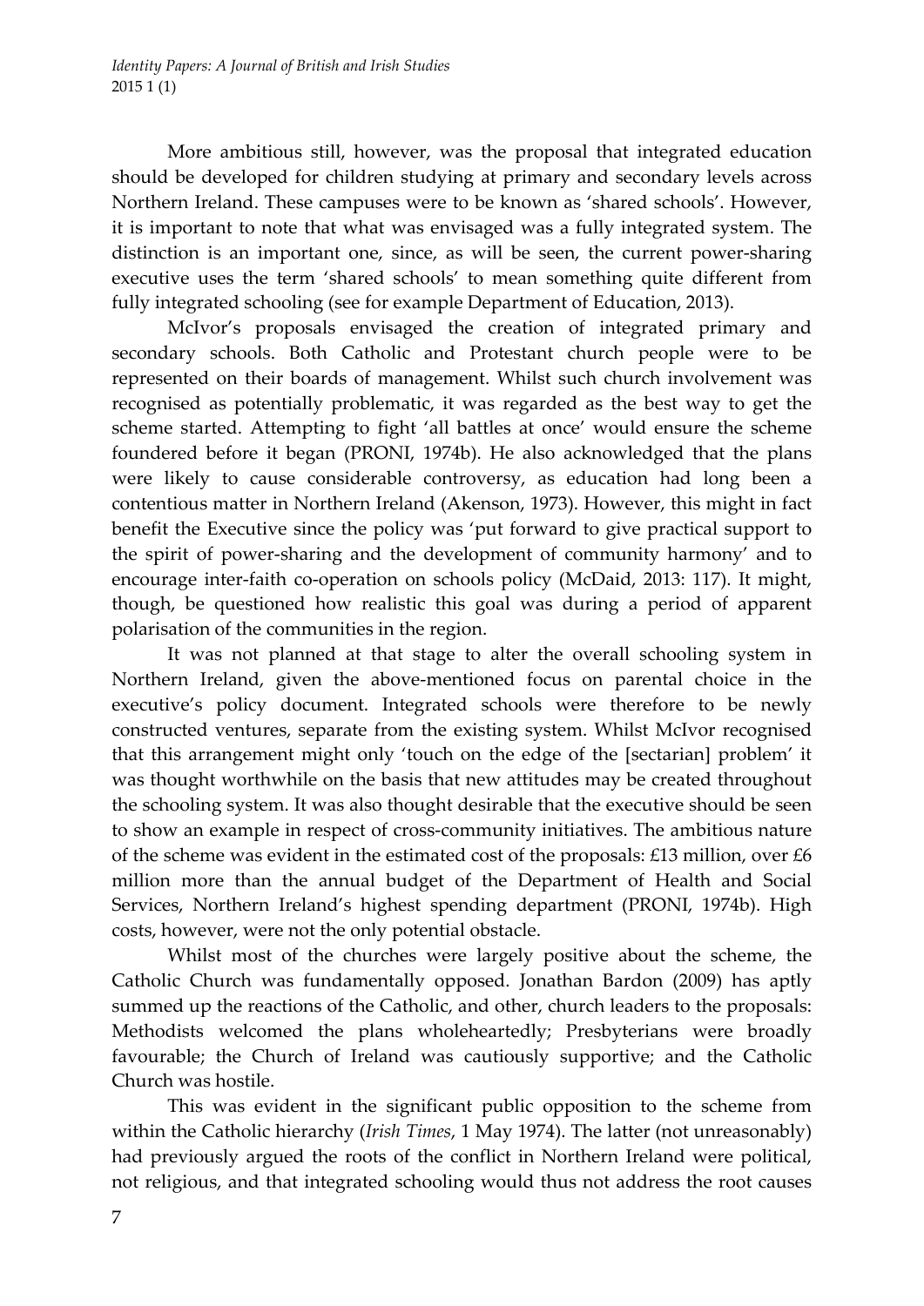More ambitious still, however, was the proposal that integrated education should be developed for children studying at primary and secondary levels across Northern Ireland. These campuses were to be known as 'shared schools'. However, it is important to note that what was envisaged was a fully integrated system. The distinction is an important one, since, as will be seen, the current power-sharing executive uses the term 'shared schools' to mean something quite different from fully integrated schooling (see for example Department of Education, 2013).

McIvor's proposals envisaged the creation of integrated primary and secondary schools. Both Catholic and Protestant church people were to be represented on their boards of management. Whilst such church involvement was recognised as potentially problematic, it was regarded as the best way to get the scheme started. Attempting to fight 'all battles at once' would ensure the scheme foundered before it began (PRONI, 1974b). He also acknowledged that the plans were likely to cause considerable controversy, as education had long been a contentious matter in Northern Ireland (Akenson, 1973). However, this might in fact benefit the Executive since the policy was 'put forward to give practical support to the spirit of power-sharing and the development of community harmony' and to encourage inter-faith co-operation on schools policy (McDaid, 2013: 117). It might, though, be questioned how realistic this goal was during a period of apparent polarisation of the communities in the region.

It was not planned at that stage to alter the overall schooling system in Northern Ireland, given the above-mentioned focus on parental choice in the executive's policy document. Integrated schools were therefore to be newly constructed ventures, separate from the existing system. Whilst McIvor recognised that this arrangement might only 'touch on the edge of the [sectarian] problem' it was thought worthwhile on the basis that new attitudes may be created throughout the schooling system. It was also thought desirable that the executive should be seen to show an example in respect of cross-community initiatives. The ambitious nature of the scheme was evident in the estimated cost of the proposals: £13 million, over £6 million more than the annual budget of the Department of Health and Social Services, Northern Ireland's highest spending department (PRONI, 1974b). High costs, however, were not the only potential obstacle.

Whilst most of the churches were largely positive about the scheme, the Catholic Church was fundamentally opposed. Jonathan Bardon (2009) has aptly summed up the reactions of the Catholic, and other, church leaders to the proposals: Methodists welcomed the plans wholeheartedly; Presbyterians were broadly favourable; the Church of Ireland was cautiously supportive; and the Catholic Church was hostile.

This was evident in the significant public opposition to the scheme from within the Catholic hierarchy (*Irish Times*, 1 May 1974). The latter (not unreasonably) had previously argued the roots of the conflict in Northern Ireland were political, not religious, and that integrated schooling would thus not address the root causes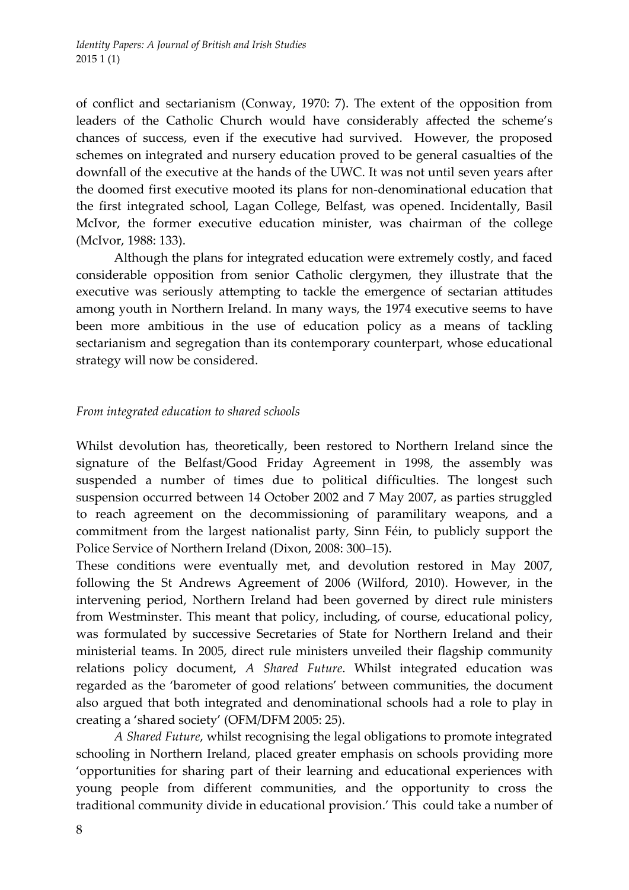of conflict and sectarianism (Conway, 1970: 7). The extent of the opposition from leaders of the Catholic Church would have considerably affected the scheme's chances of success, even if the executive had survived. However, the proposed schemes on integrated and nursery education proved to be general casualties of the downfall of the executive at the hands of the UWC. It was not until seven years after the doomed first executive mooted its plans for non-denominational education that the first integrated school, Lagan College, Belfast, was opened. Incidentally, Basil McIvor, the former executive education minister, was chairman of the college (McIvor, 1988: 133).

Although the plans for integrated education were extremely costly, and faced considerable opposition from senior Catholic clergymen, they illustrate that the executive was seriously attempting to tackle the emergence of sectarian attitudes among youth in Northern Ireland. In many ways, the 1974 executive seems to have been more ambitious in the use of education policy as a means of tackling sectarianism and segregation than its contemporary counterpart, whose educational strategy will now be considered.

*From integrated education to shared schools*

Whilst devolution has, theoretically, been restored to Northern Ireland since the signature of the Belfast/Good Friday Agreement in 1998, the assembly was suspended a number of times due to political difficulties. The longest such suspension occurred between 14 October 2002 and 7 May 2007, as parties struggled to reach agreement on the decommissioning of paramilitary weapons, and a commitment from the largest nationalist party, Sinn Féin, to publicly support the Police Service of Northern Ireland (Dixon, 2008: 300–15).

These conditions were eventually met, and devolution restored in May 2007, following the St Andrews Agreement of 2006 (Wilford, 2010). However, in the intervening period, Northern Ireland had been governed by direct rule ministers from Westminster. This meant that policy, including, of course, educational policy, was formulated by successive Secretaries of State for Northern Ireland and their ministerial teams. In 2005, direct rule ministers unveiled their flagship community relations policy document, *A Shared Future*. Whilst integrated education was regarded as the 'barometer of good relations' between communities, the document also argued that both integrated and denominational schools had a role to play in creating a 'shared society' (OFM/DFM 2005: 25).

*A Shared Future*, whilst recognising the legal obligations to promote integrated schooling in Northern Ireland, placed greater emphasis on schools providing more 'opportunities for sharing part of their learning and educational experiences with young people from different communities, and the opportunity to cross the traditional community divide in educational provision.' This could take a number of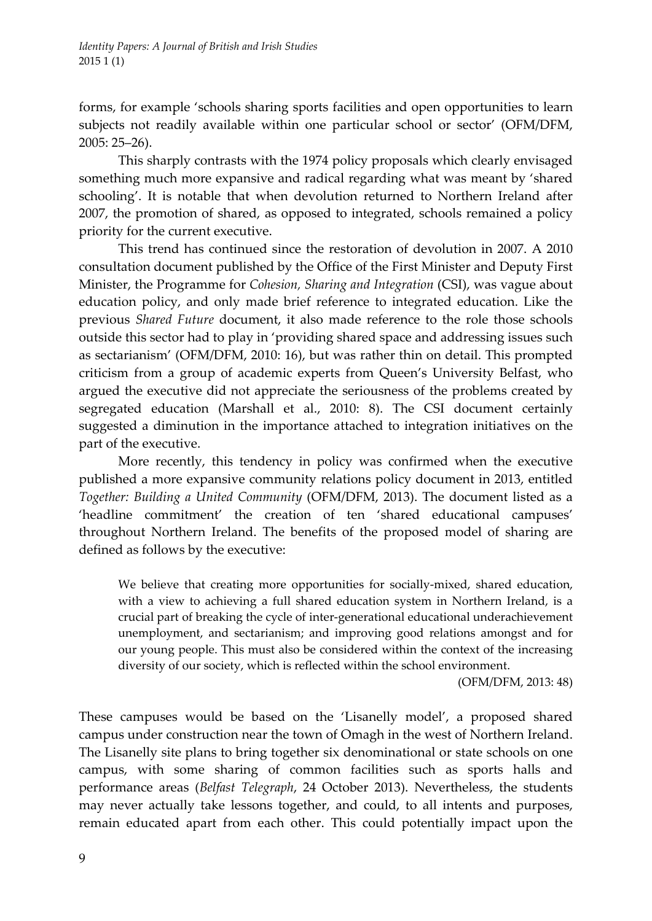forms, for example 'schools sharing sports facilities and open opportunities to learn subjects not readily available within one particular school or sector' (OFM/DFM, 2005: 25–26).

This sharply contrasts with the 1974 policy proposals which clearly envisaged something much more expansive and radical regarding what was meant by 'shared schooling'. It is notable that when devolution returned to Northern Ireland after 2007, the promotion of shared, as opposed to integrated, schools remained a policy priority for the current executive.

This trend has continued since the restoration of devolution in 2007. A 2010 consultation document published by the Office of the First Minister and Deputy First Minister, the Programme for *Cohesion, Sharing and Integration* (CSI), was vague about education policy, and only made brief reference to integrated education. Like the previous *Shared Future* document, it also made reference to the role those schools outside this sector had to play in 'providing shared space and addressing issues such as sectarianism' (OFM/DFM, 2010: 16), but was rather thin on detail. This prompted criticism from a group of academic experts from Queen's University Belfast, who argued the executive did not appreciate the seriousness of the problems created by segregated education (Marshall et al., 2010: 8). The CSI document certainly suggested a diminution in the importance attached to integration initiatives on the part of the executive.

More recently, this tendency in policy was confirmed when the executive published a more expansive community relations policy document in 2013, entitled *Together: Building a United Community* (OFM/DFM, 2013). The document listed as a 'headline commitment' the creation of ten 'shared educational campuses' throughout Northern Ireland. The benefits of the proposed model of sharing are defined as follows by the executive:

> We believe that creating more opportunities for socially-mixed, shared education, with a view to achieving a full shared education system in Northern Ireland, is a crucial part of breaking the cycle of inter-generational educational underachievement unemployment, and sectarianism; and improving good relations amongst and for our young people. This must also be considered within the context of the increasing diversity of our society, which is reflected within the school environment.
>
> (OFM/DFM, 2013: 48)

These campuses would be based on the 'Lisanelly model', a proposed shared campus under construction near the town of Omagh in the west of Northern Ireland. The Lisanelly site plans to bring together six denominational or state schools on one campus, with some sharing of common facilities such as sports halls and performance areas (*Belfast Telegraph*, 24 October 2013). Nevertheless, the students may never actually take lessons together, and could, to all intents and purposes, remain educated apart from each other. This could potentially impact upon the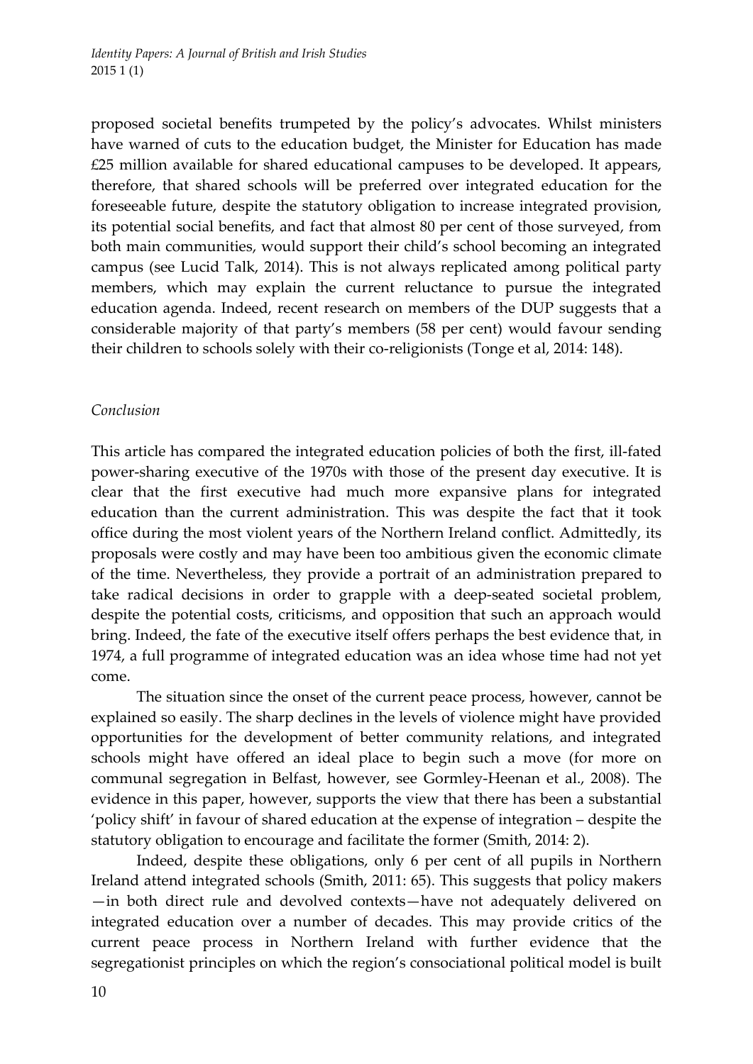proposed societal benefits trumpeted by the policy's advocates. Whilst ministers have warned of cuts to the education budget, the Minister for Education has made £25 million available for shared educational campuses to be developed. It appears, therefore, that shared schools will be preferred over integrated education for the foreseeable future, despite the statutory obligation to increase integrated provision, its potential social benefits, and fact that almost 80 per cent of those surveyed, from both main communities, would support their child's school becoming an integrated campus (see Lucid Talk, 2014). This is not always replicated among political party members, which may explain the current reluctance to pursue the integrated education agenda. Indeed, recent research on members of the DUP suggests that a considerable majority of that party's members (58 per cent) would favour sending their children to schools solely with their co-religionists (Tonge et al, 2014: 148).

*Conclusion*

This article has compared the integrated education policies of both the first, ill-fated power-sharing executive of the 1970s with those of the present day executive. It is clear that the first executive had much more expansive plans for integrated education than the current administration. This was despite the fact that it took office during the most violent years of the Northern Ireland conflict. Admittedly, its proposals were costly and may have been too ambitious given the economic climate of the time. Nevertheless, they provide a portrait of an administration prepared to take radical decisions in order to grapple with a deep-seated societal problem, despite the potential costs, criticisms, and opposition that such an approach would bring. Indeed, the fate of the executive itself offers perhaps the best evidence that, in 1974, a full programme of integrated education was an idea whose time had not yet come.

The situation since the onset of the current peace process, however, cannot be explained so easily. The sharp declines in the levels of violence might have provided opportunities for the development of better community relations, and integrated schools might have offered an ideal place to begin such a move (for more on communal segregation in Belfast, however, see Gormley-Heenan et al., 2008). The evidence in this paper, however, supports the view that there has been a substantial 'policy shift' in favour of shared education at the expense of integration – despite the statutory obligation to encourage and facilitate the former (Smith, 2014: 2).

Indeed, despite these obligations, only 6 per cent of all pupils in Northern Ireland attend integrated schools (Smith, 2011: 65). This suggests that policy makers —in both direct rule and devolved contexts—have not adequately delivered on integrated education over a number of decades. This may provide critics of the current peace process in Northern Ireland with further evidence that the segregationist principles on which the region's consociational political model is built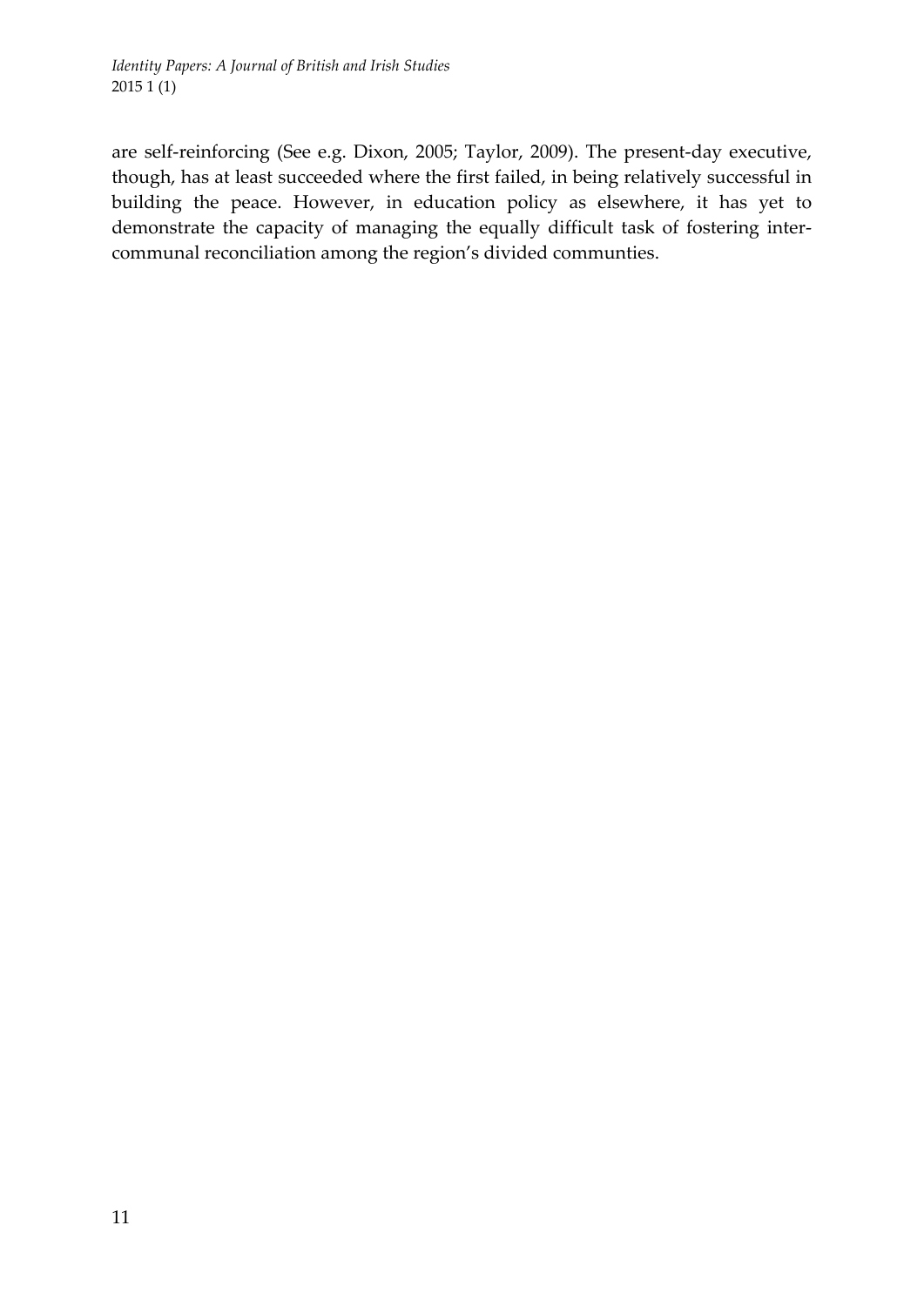are self-reinforcing (See e.g. Dixon, 2005; Taylor, 2009). The present-day executive, though, has at least succeeded where the first failed, in being relatively successful in building the peace. However, in education policy as elsewhere, it has yet to demonstrate the capacity of managing the equally difficult task of fostering inter-communal reconciliation among the region's divided communties.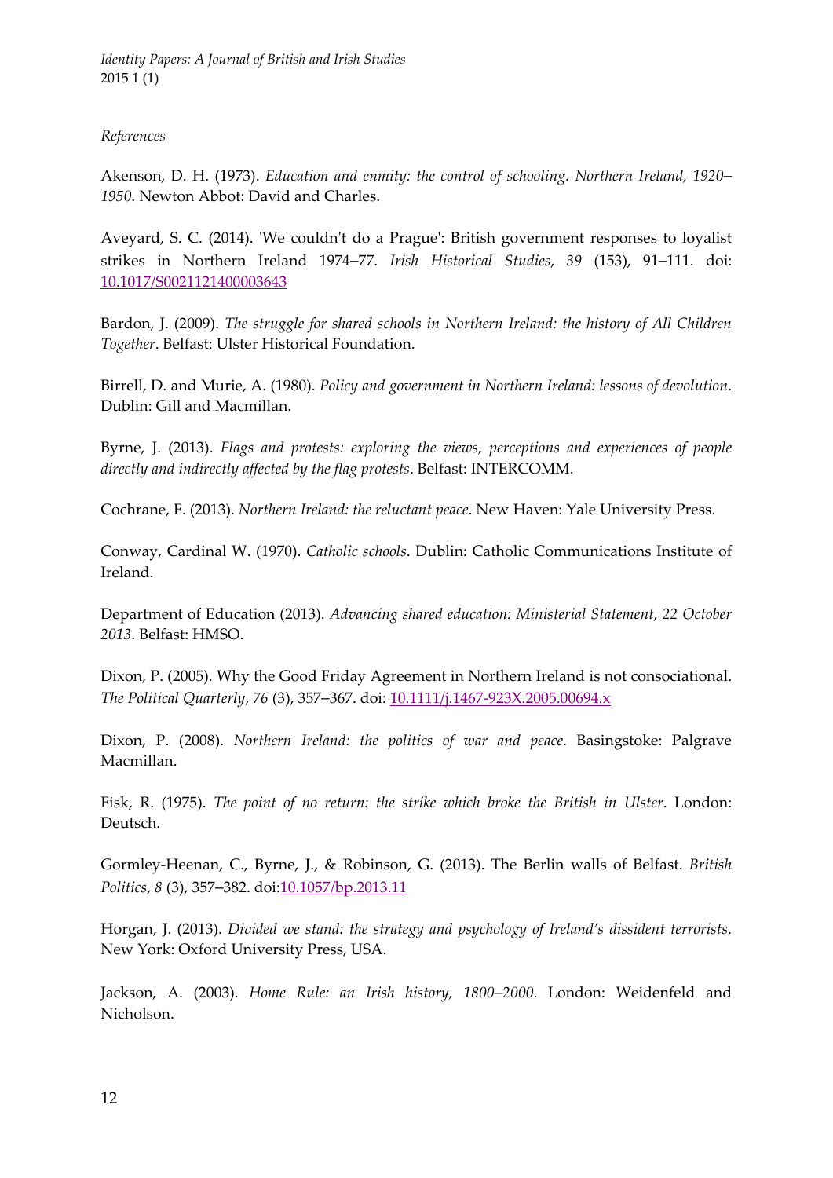*References*

Akenson, D. H. (1973). *Education and enmity: the control of schooling. Northern Ireland, 1920–1950*. Newton Abbot: David and Charles.

Aveyard, S. C. (2014). 'We couldn't do a Prague': British government responses to loyalist strikes in Northern Ireland 1974–77. *Irish Historical Studies*, *39* (153), 91–111. doi: [10.1017/S0021121400003643](https://doi.org/10.1017/S0021121400003643)

Bardon, J. (2009). *The struggle for shared schools in Northern Ireland: the history of All Children Together*. Belfast: Ulster Historical Foundation.

Birrell, D. and Murie, A. (1980). *Policy and government in Northern Ireland: lessons of devolution*. Dublin: Gill and Macmillan.

Byrne, J. (2013). *Flags and protests: exploring the views, perceptions and experiences of people directly and indirectly affected by the flag protests*. Belfast: INTERCOMM.

Cochrane, F. (2013). *Northern Ireland: the reluctant peace*. New Haven: Yale University Press.

Conway, Cardinal W. (1970). *Catholic schools*. Dublin: Catholic Communications Institute of Ireland.

Department of Education (2013). *Advancing shared education: Ministerial Statement*, *22 October 2013*. Belfast: HMSO.

Dixon, P. (2005). Why the Good Friday Agreement in Northern Ireland is not consociational. *The Political Quarterly*, *76* (3), 357–367. doi: [10.1111/j.1467-923X.2005.00694.x](https://doi.org/10.1111/j.1467-923X.2005.00694.x)

Dixon, P. (2008). *Northern Ireland: the politics of war and peace*. Basingstoke: Palgrave Macmillan.

Fisk, R. (1975). *The point of no return: the strike which broke the British in Ulster*. London: Deutsch.

Gormley-Heenan, C., Byrne, J., & Robinson, G. (2013). The Berlin walls of Belfast. *British Politics*, *8* (3), 357–382. doi:[10.1057/bp.2013.11](https://doi.org/10.1057/bp.2013.11)

Horgan, J. (2013). *Divided we stand: the strategy and psychology of Ireland's dissident terrorists*. New York: Oxford University Press, USA.

Jackson, A. (2003). *Home Rule: an Irish history, 1800–2000*. London: Weidenfeld and Nicholson.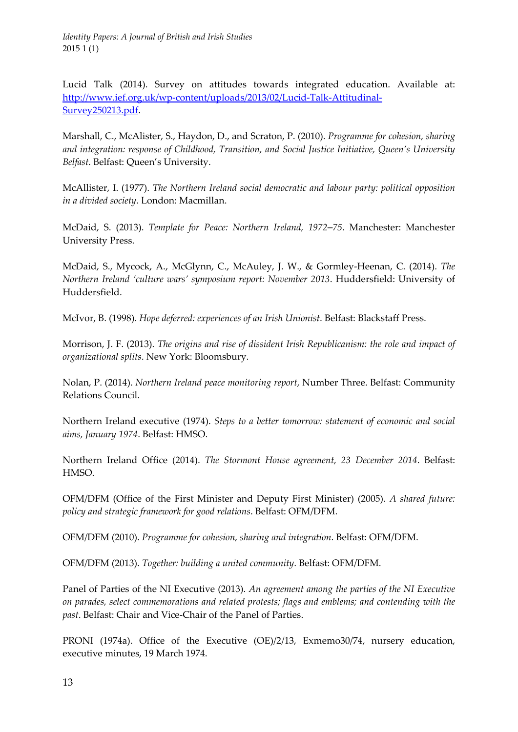Lucid Talk (2014). Survey on attitudes towards integrated education. Available at: [http://www.ief.org.uk/wp-content/uploads/2013/02/Lucid-Talk-Attitudinal-Survey250213.pdf](http://www.ief.org.uk/wp-content/uploads/2013/02/Lucid-Talk-Attitudinal-Survey250213.pdf).

Marshall, C., McAlister, S., Haydon, D., and Scraton, P. (2010). *Programme for cohesion, sharing and integration: response of Childhood, Transition, and Social Justice Initiative, Queen's University Belfast.* Belfast: Queen's University.

McAllister, I. (1977). *The Northern Ireland social democratic and labour party: political opposition in a divided society*. London: Macmillan.

McDaid, S. (2013). *Template for Peace: Northern Ireland, 1972–75*. Manchester: Manchester University Press.

McDaid, S., Mycock, A., McGlynn, C., McAuley, J. W., & Gormley-Heenan, C. (2014). *The Northern Ireland 'culture wars' symposium report: November 2013*. Huddersfield: University of Huddersfield.

McIvor, B. (1998). *Hope deferred: experiences of an Irish Unionist*. Belfast: Blackstaff Press.

Morrison, J. F. (2013). *The origins and rise of dissident Irish Republicanism: the role and impact of organizational splits*. New York: Bloomsbury.

Nolan, P. (2014). *Northern Ireland peace monitoring report*, Number Three. Belfast: Community Relations Council.

Northern Ireland executive (1974). *Steps to a better tomorrow: statement of economic and social aims, January 1974*. Belfast: HMSO.

Northern Ireland Office (2014). *The Stormont House agreement, 23 December 2014*. Belfast: HMSO.

OFM/DFM (Office of the First Minister and Deputy First Minister) (2005). *A shared future: policy and strategic framework for good relations*. Belfast: OFM/DFM.

OFM/DFM (2010). *Programme for cohesion, sharing and integration*. Belfast: OFM/DFM.

OFM/DFM (2013). *Together: building a united community*. Belfast: OFM/DFM.

Panel of Parties of the NI Executive (2013). *An agreement among the parties of the NI Executive on parades, select commemorations and related protests; flags and emblems; and contending with the past*. Belfast: Chair and Vice-Chair of the Panel of Parties.

PRONI (1974a). Office of the Executive (OE)/2/13, Exmemo30/74, nursery education, executive minutes, 19 March 1974.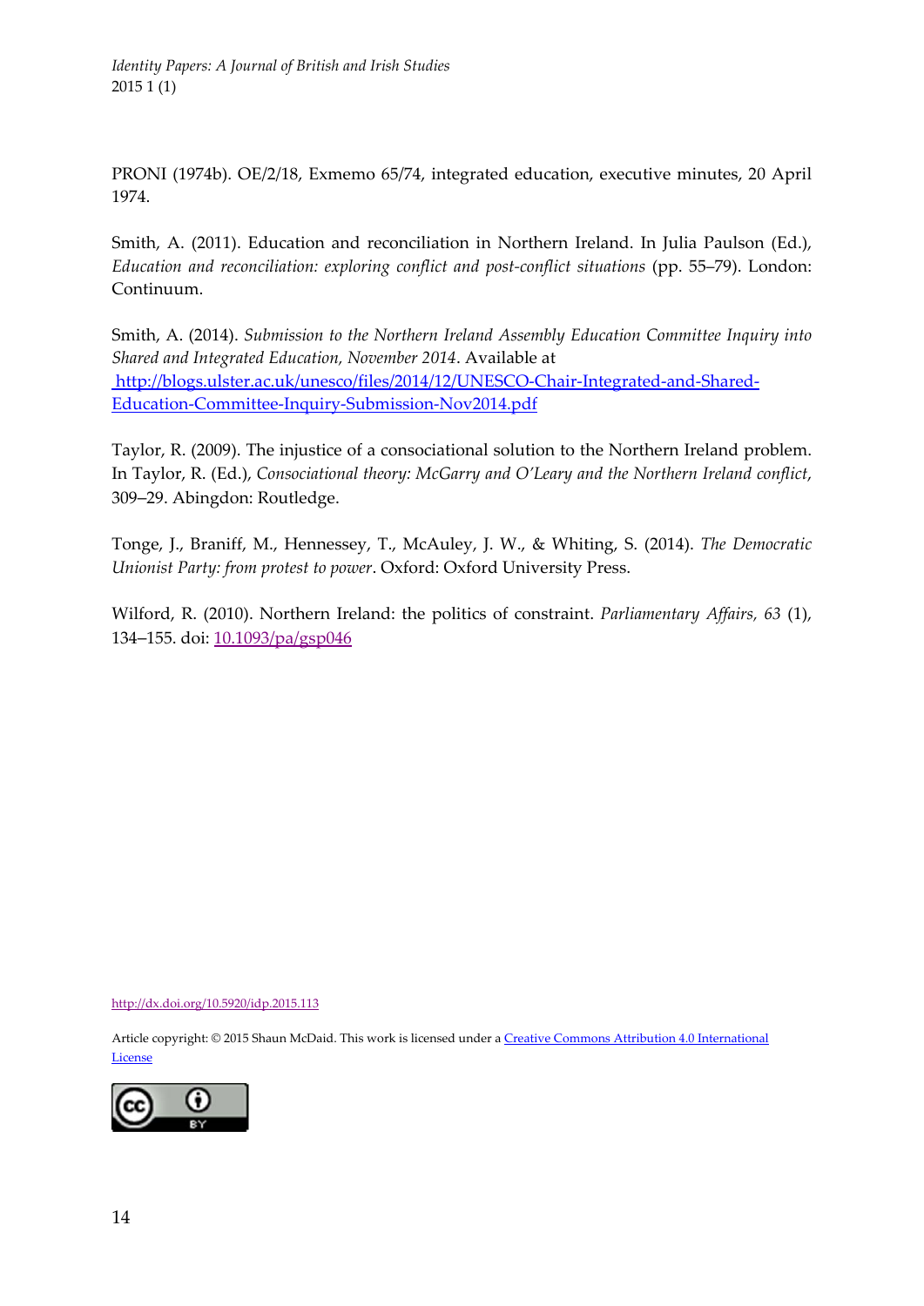PRONI (1974b). OE/2/18, Exmemo 65/74, integrated education, executive minutes, 20 April 1974.

Smith, A. (2011). Education and reconciliation in Northern Ireland. In Julia Paulson (Ed.), *Education and reconciliation: exploring conflict and post-conflict situations* (pp. 55–79). London: Continuum.

Smith, A. (2014). *Submission to the Northern Ireland Assembly Education Committee Inquiry into Shared and Integrated Education, November 2014*. Available at http://blogs.ulster.ac.uk/unesco/files/2014/12/UNESCO-Chair-Integrated-and-Shared-Education-Committee-Inquiry-Submission-Nov2014.pdf

Taylor, R. (2009). The injustice of a consociational solution to the Northern Ireland problem. In Taylor, R. (Ed.), *Consociational theory: McGarry and O'Leary and the Northern Ireland conflict*, 309–29. Abingdon: Routledge.

Tonge, J., Braniff, M., Hennessey, T., McAuley, J. W., & Whiting, S. (2014). *The Democratic Unionist Party: from protest to power*. Oxford: Oxford University Press.

Wilford, R. (2010). Northern Ireland: the politics of constraint. *Parliamentary Affairs, 63* (1), 134–155. doi: 10.1093/pa/gsp046

http://dx.doi.org/10.5920/idp.2015.113

Article copyright: © 2015 Shaun McDaid. This work is licensed under a Creative Commons Attribution 4.0 International License